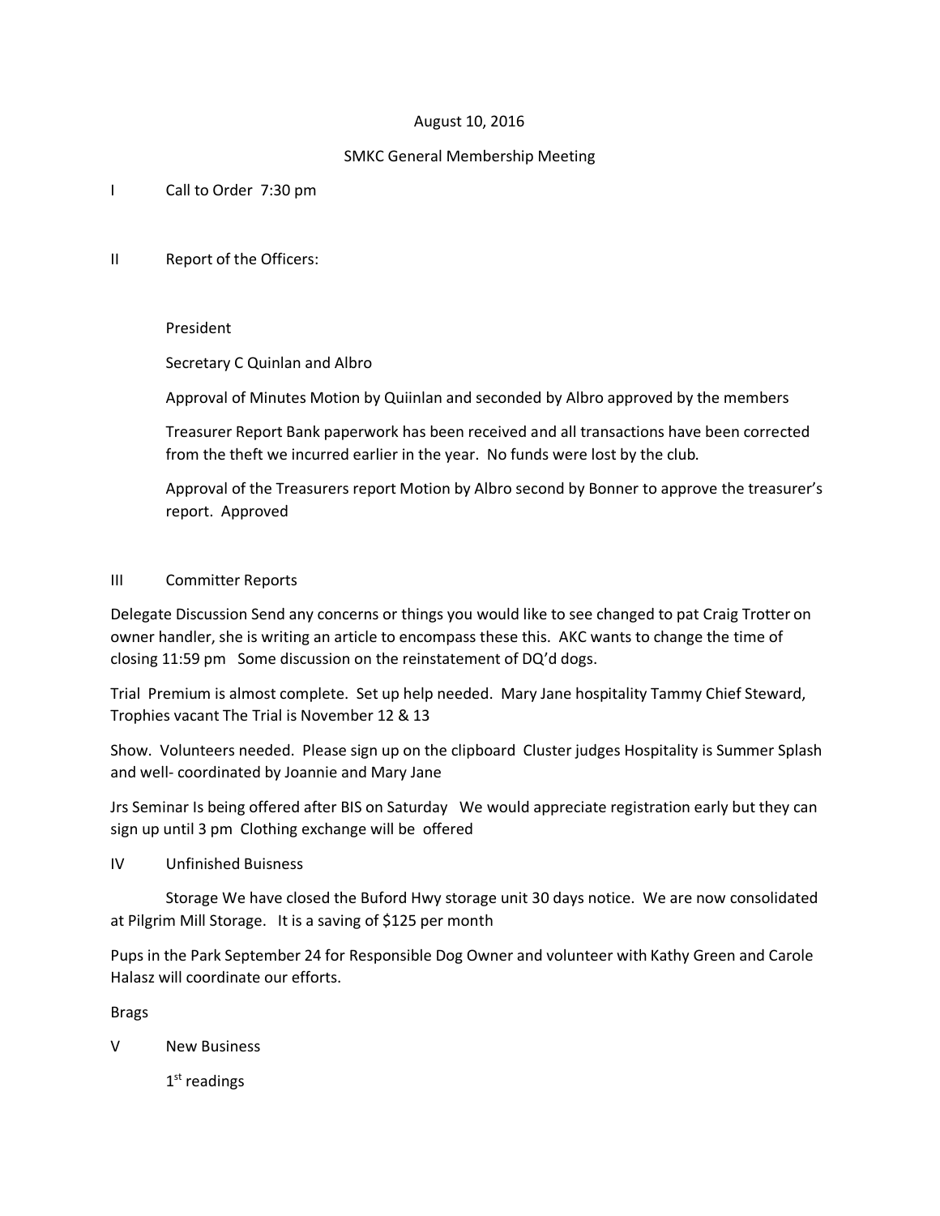August 10, 2016

SMKC General Membership Meeting

I Call to Order 7:30 pm

II Report of the Officers:

President

Secretary C Quinlan and Albro

Approval of Minutes Motion by Quiinlan and seconded by Albro approved by the members

Treasurer Report Bank paperwork has been received and all transactions have been corrected from the theft we incurred earlier in the year. No funds were lost by the club.

Approval of the Treasurers report Motion by Albro second by Bonner to approve the treasurer's report. Approved

III Committer Reports

Delegate Discussion Send any concerns or things you would like to see changed to pat Craig Trotter on owner handler, she is writing an article to encompass these this. AKC wants to change the time of closing 11:59 pm Some discussion on the reinstatement of DQ'd dogs.

Trial Premium is almost complete. Set up help needed. Mary Jane hospitality Tammy Chief Steward, Trophies vacant The Trial is November 12 & 13

Show. Volunteers needed. Please sign up on the clipboard Cluster judges Hospitality is Summer Splash and well- coordinated by Joannie and Mary Jane

Jrs Seminar Is being offered after BIS on Saturday We would appreciate registration early but they can sign up until 3 pm Clothing exchange will be offered

IV Unfinished Buisness

Storage We have closed the Buford Hwy storage unit 30 days notice. We are now consolidated at Pilgrim Mill Storage. It is a saving of $125 per month

Pups in the Park September 24 for Responsible Dog Owner and volunteer with Kathy Green and Carole Halasz will coordinate our efforts.

Brags

V New Business

1st readings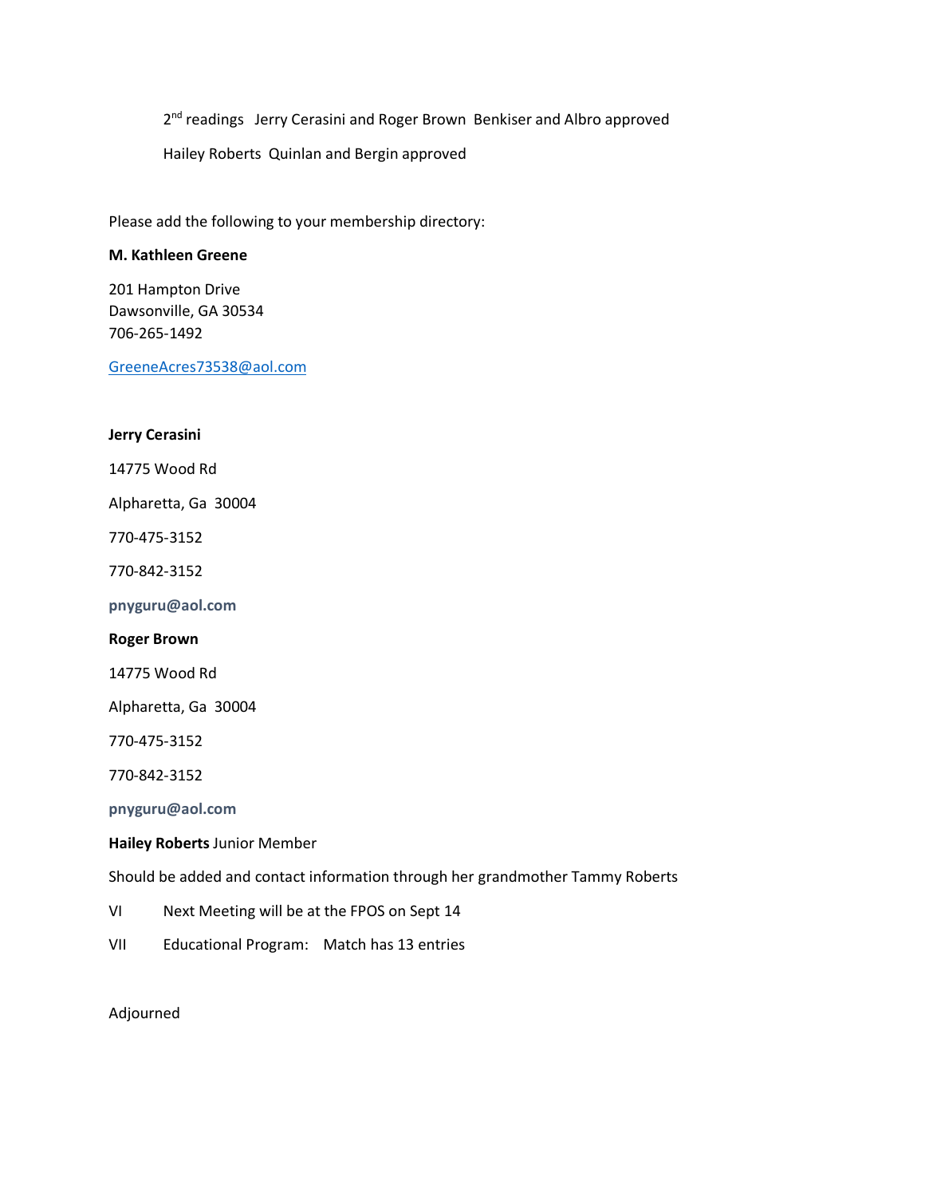2nd readings   Jerry Cerasini and Roger Brown  Benkiser and Albro approved

Hailey Roberts  Quinlan and Bergin approved

Please add the following to your membership directory:

**M. Kathleen Greene**

201 Hampton Drive  
Dawsonville, GA 30534  
706-265-1492

GreeneAcres73538@aol.com

**Jerry Cerasini**

14775 Wood Rd

Alpharetta, Ga  30004

770-475-3152

770-842-3152

**pnyguru@aol.com**

**Roger Brown**

14775 Wood Rd

Alpharetta, Ga  30004

770-475-3152

770-842-3152

**pnyguru@aol.com**

**Hailey Roberts** Junior Member

Should be added and contact information through her grandmother Tammy Roberts

VI   Next Meeting will be at the FPOS on Sept 14

VII   Educational Program:   Match has 13 entries

Adjourned